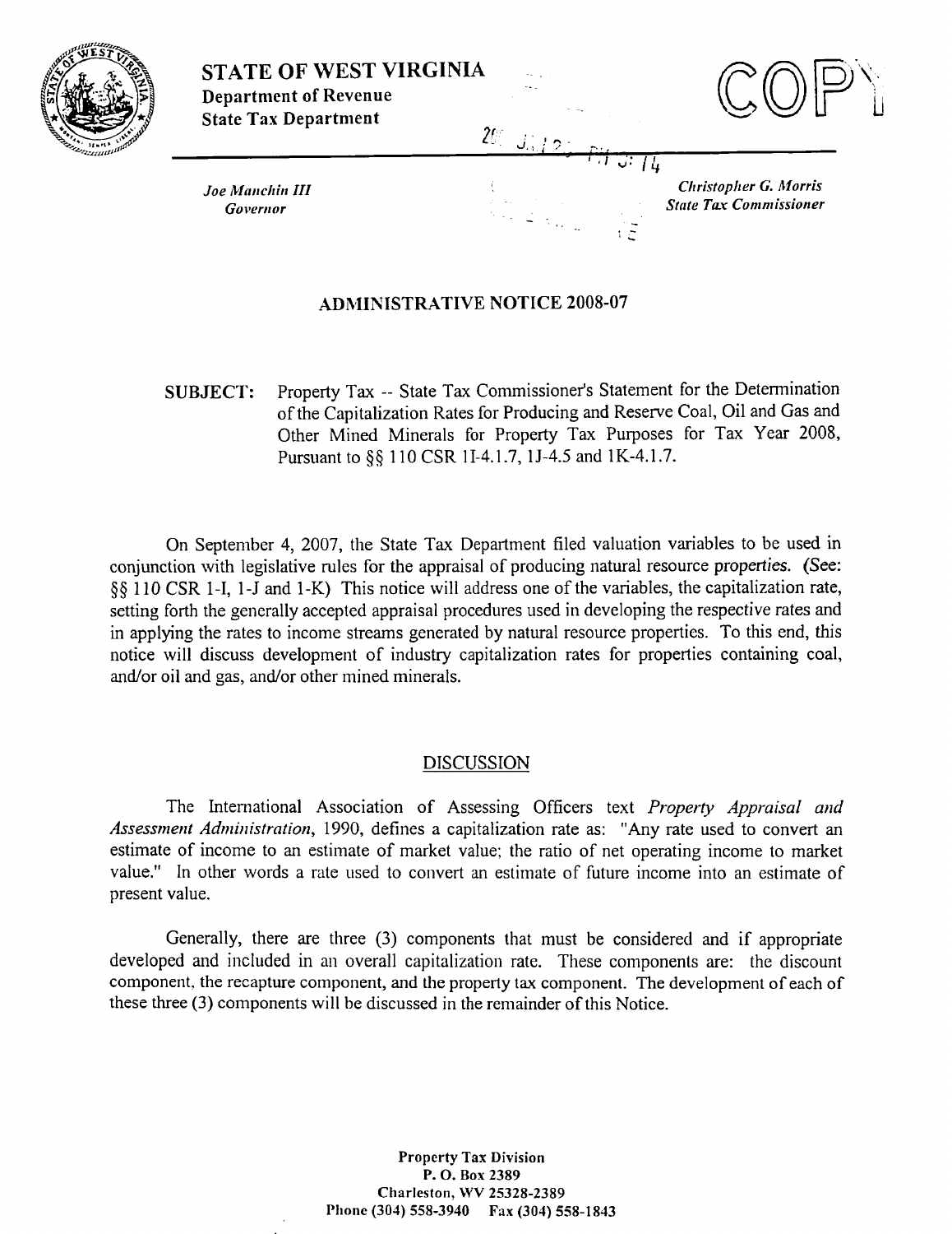**STATE OF WEST VIRGINIA**
**Department of Revenue**
**State Tax Department**

COPY

*Joe Manchin III*
*Governor*

*Christopher G. Morris*
*State Tax Commissioner*

## ADMINISTRATIVE NOTICE 2008-07

**SUBJECT:** Property Tax -- State Tax Commissioner's Statement for the Determination of the Capitalization Rates for Producing and Reserve Coal, Oil and Gas and Other Mined Minerals for Property Tax Purposes for Tax Year 2008, Pursuant to §§ 110 CSR 1I-4.1.7, 1J-4.5 and 1K-4.1.7.

On September 4, 2007, the State Tax Department filed valuation variables to be used in conjunction with legislative rules for the appraisal of producing natural resource properties. (See: §§ 110 CSR 1-I, 1-J and 1-K) This notice will address one of the variables, the capitalization rate, setting forth the generally accepted appraisal procedures used in developing the respective rates and in applying the rates to income streams generated by natural resource properties. To this end, this notice will discuss development of industry capitalization rates for properties containing coal, and/or oil and gas, and/or other mined minerals.

### DISCUSSION

The International Association of Assessing Officers text *Property Appraisal and Assessment Administration*, 1990, defines a capitalization rate as: "Any rate used to convert an estimate of income to an estimate of market value; the ratio of net operating income to market value." In other words a rate used to convert an estimate of future income into an estimate of present value.

Generally, there are three (3) components that must be considered and if appropriate developed and included in an overall capitalization rate. These components are: the discount component, the recapture component, and the property tax component. The development of each of these three (3) components will be discussed in the remainder of this Notice.

Property Tax Division
P. O. Box 2389
Charleston, WV 25328-2389
Phone (304) 558-3940 Fax (304) 558-1843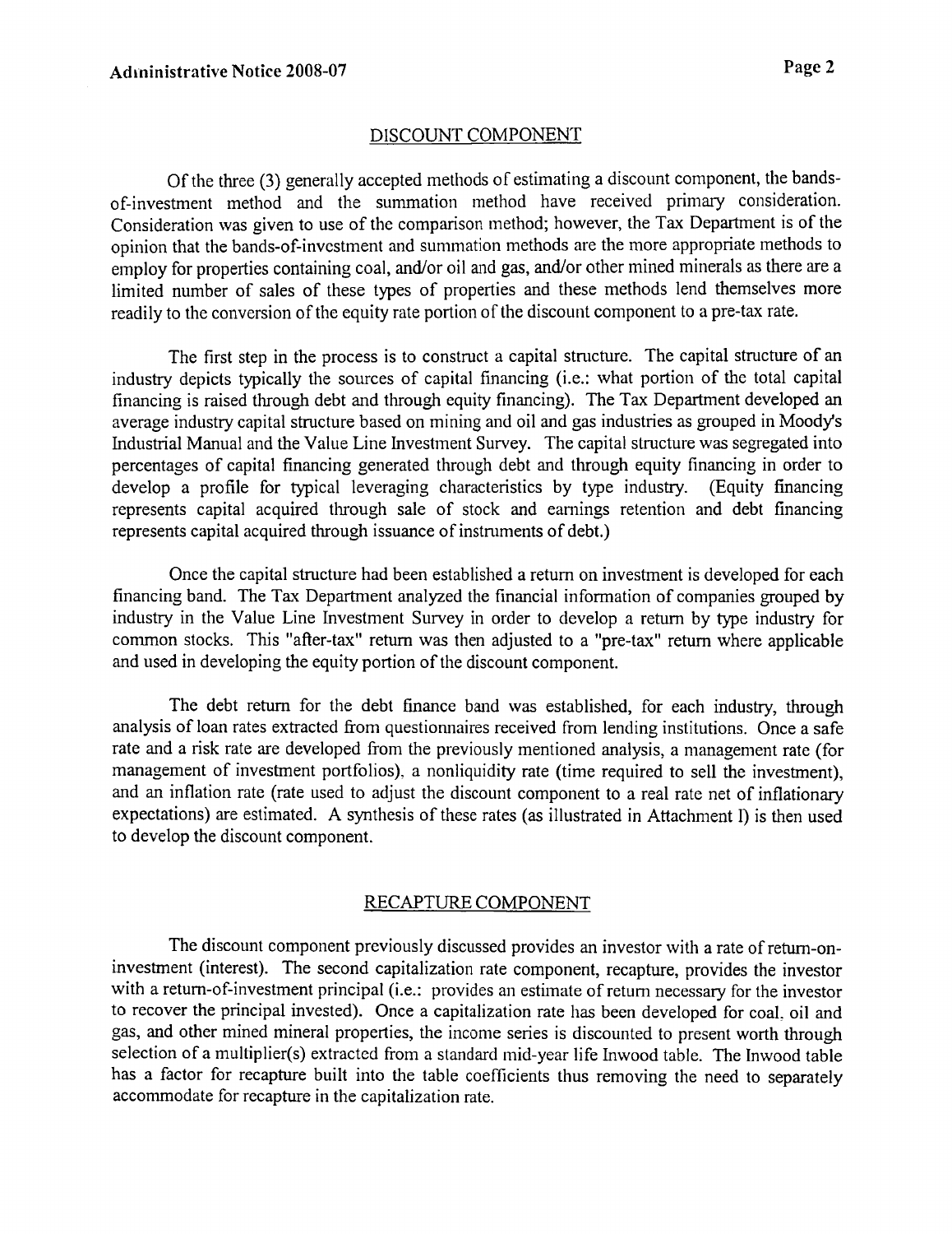## DISCOUNT COMPONENT

Of the three (3) generally accepted methods of estimating a discount component, the bands-of-investment method and the summation method have received primary consideration. Consideration was given to use of the comparison method; however, the Tax Department is of the opinion that the bands-of-investment and summation methods are the more appropriate methods to employ for properties containing coal, and/or oil and gas, and/or other mined minerals as there are a limited number of sales of these types of properties and these methods lend themselves more readily to the conversion of the equity rate portion of the discount component to a pre-tax rate.

The first step in the process is to construct a capital structure. The capital structure of an industry depicts typically the sources of capital financing (i.e.: what portion of the total capital financing is raised through debt and through equity financing). The Tax Department developed an average industry capital structure based on mining and oil and gas industries as grouped in Moody's Industrial Manual and the Value Line Investment Survey. The capital structure was segregated into percentages of capital financing generated through debt and through equity financing in order to develop a profile for typical leveraging characteristics by type industry. (Equity financing represents capital acquired through sale of stock and earnings retention and debt financing represents capital acquired through issuance of instruments of debt.)

Once the capital structure had been established a return on investment is developed for each financing band. The Tax Department analyzed the financial information of companies grouped by industry in the Value Line Investment Survey in order to develop a return by type industry for common stocks. This "after-tax" return was then adjusted to a "pre-tax" return where applicable and used in developing the equity portion of the discount component.

The debt return for the debt finance band was established, for each industry, through analysis of loan rates extracted from questionnaires received from lending institutions. Once a safe rate and a risk rate are developed from the previously mentioned analysis, a management rate (for management of investment portfolios), a nonliquidity rate (time required to sell the investment), and an inflation rate (rate used to adjust the discount component to a real rate net of inflationary expectations) are estimated. A synthesis of these rates (as illustrated in Attachment I) is then used to develop the discount component.

## RECAPTURE COMPONENT

The discount component previously discussed provides an investor with a rate of return-on-investment (interest). The second capitalization rate component, recapture, provides the investor with a return-of-investment principal (i.e.: provides an estimate of return necessary for the investor to recover the principal invested). Once a capitalization rate has been developed for coal, oil and gas, and other mined mineral properties, the income series is discounted to present worth through selection of a multiplier(s) extracted from a standard mid-year life Inwood table. The Inwood table has a factor for recapture built into the table coefficients thus removing the need to separately accommodate for recapture in the capitalization rate.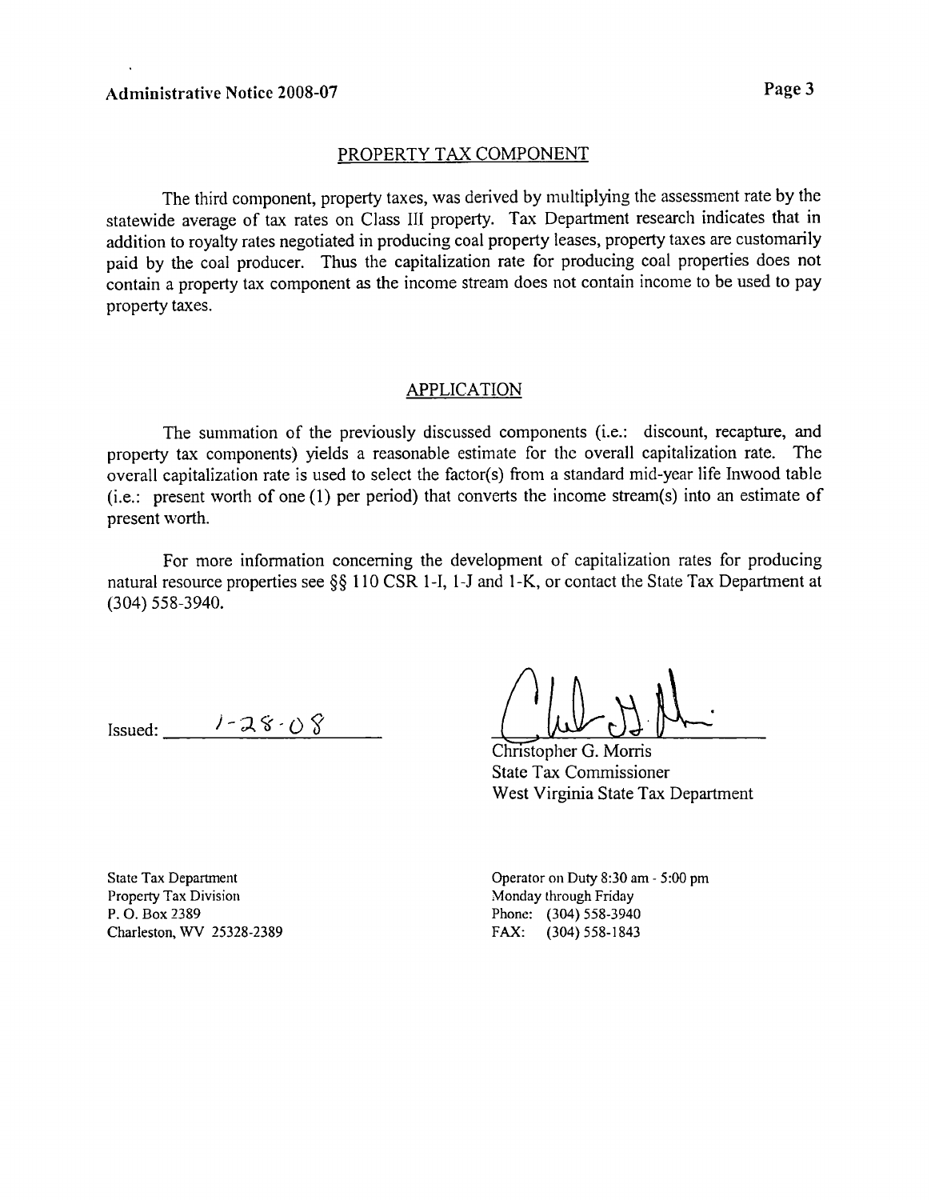## PROPERTY TAX COMPONENT

The third component, property taxes, was derived by multiplying the assessment rate by the statewide average of tax rates on Class III property. Tax Department research indicates that in addition to royalty rates negotiated in producing coal property leases, property taxes are customarily paid by the coal producer. Thus the capitalization rate for producing coal properties does not contain a property tax component as the income stream does not contain income to be used to pay property taxes.

## APPLICATION

The summation of the previously discussed components (i.e.: discount, recapture, and property tax components) yields a reasonable estimate for the overall capitalization rate. The overall capitalization rate is used to select the factor(s) from a standard mid-year life Inwood table (i.e.: present worth of one (1) per period) that converts the income stream(s) into an estimate of present worth.

For more information concerning the development of capitalization rates for producing natural resource properties see §§ 110 CSR 1-I, 1-J and 1-K, or contact the State Tax Department at (304) 558-3940.

Issued: 1-28-08

Christopher G. Morris
State Tax Commissioner
West Virginia State Tax Department

State Tax Department
Property Tax Division
P. O. Box 2389
Charleston, WV 25328-2389

Operator on Duty 8:30 am - 5:00 pm
Monday through Friday
Phone: (304) 558-3940
FAX: (304) 558-1843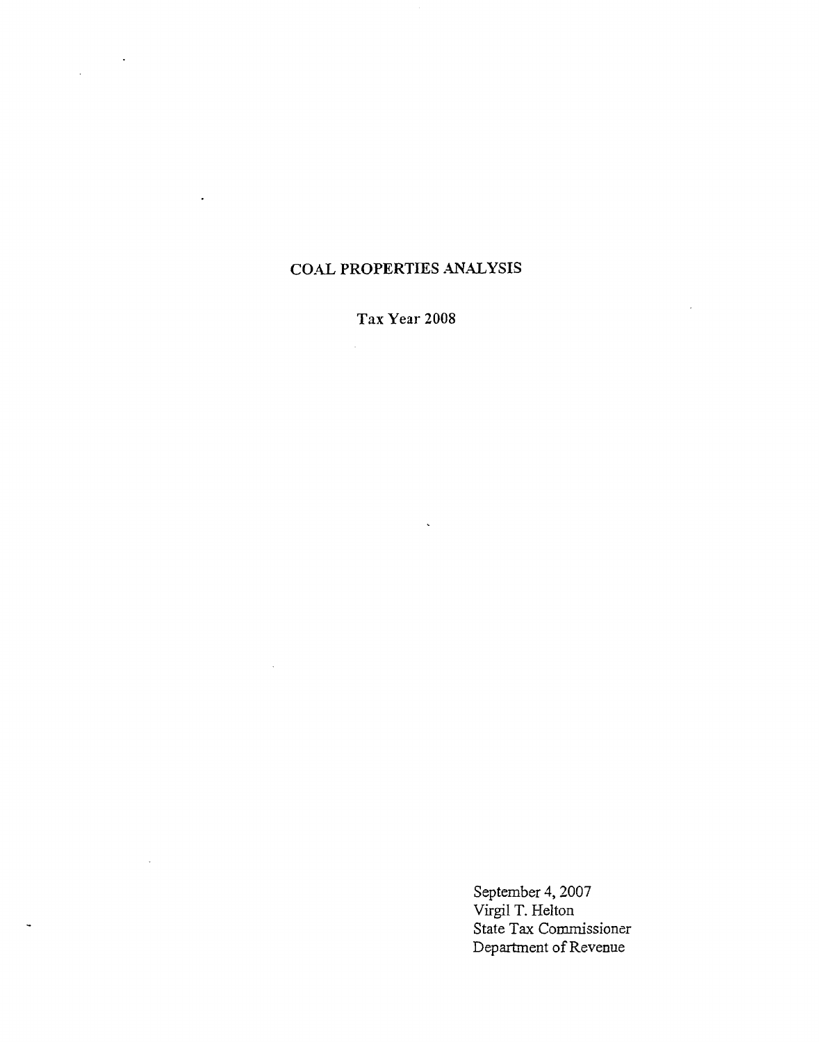# COAL PROPERTIES ANALYSIS

Tax Year 2008

September 4, 2007
Virgil T. Helton
State Tax Commissioner
Department of Revenue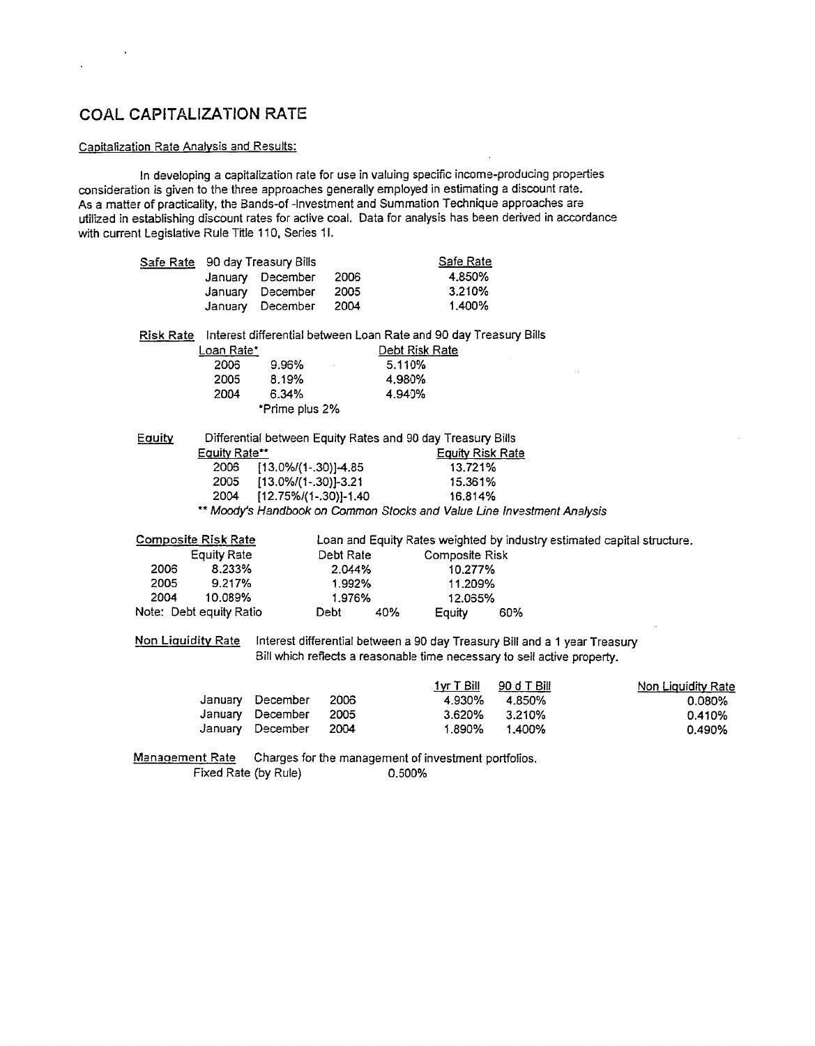# COAL CAPITALIZATION RATE

Capitalization Rate Analysis and Results:

In developing a capitalization rate for use in valuing specific income-producing properties consideration is given to the three approaches generally employed in estimating a discount rate. As a matter of practicality, the Bands-of -Investment and Summation Technique approaches are utilized in establishing discount rates for active coal. Data for analysis has been derived in accordance with current Legislative Rule Title 110, Series 1I.

**Safe Rate** 90 day Treasury Bills

| | | Safe Rate |
|---|---|---|
| January December | 2006 | 4.850% |
| January December | 2005 | 3.210% |
| January December | 2004 | 1.400% |

**Risk Rate** Interest differential between Loan Rate and 90 day Treasury Bills

| Loan Rate* | | Debt Risk Rate |
|---|---|---|
| 2006 | 9.96% | 5.110% |
| 2005 | 8.19% | 4.980% |
| 2004 | 6.34% | 4.940% |

*Prime plus 2%

**Equity** Differential between Equity Rates and 90 day Treasury Bills

| Equity Rate** | | Equity Risk Rate |
|---|---|---|
| 2006 | [13.0%/(1-.30)]-4.85 | 13.721% |
| 2005 | [13.0%/(1-.30)]-3.21 | 15.361% |
| 2004 | [12.75%/(1-.30)]-1.40 | 16.814% |

*\*\* Moody's Handbook on Common Stocks and Value Line Investment Analysis*

**Composite Risk Rate** Loan and Equity Rates weighted by industry estimated capital structure.

| | Equity Rate | Debt Rate | Composite Risk |
|---|---|---|---|
| 2006 | 8.233% | 2.044% | 10.277% |
| 2005 | 9.217% | 1.992% | 11.209% |
| 2004 | 10.089% | 1.976% | 12.065% |

Note: Debt equity Ratio Debt 40% Equity 60%

**Non Liquidity Rate** Interest differential between a 90 day Treasury Bill and a 1 year Treasury Bill which reflects a reasonable time necessary to sell active property.

| | | 1yr T Bill | 90 d T Bill | Non Liquidity Rate |
|---|---|---|---|---|
| January December | 2006 | 4.930% | 4.850% | 0.080% |
| January December | 2005 | 3.620% | 3.210% | 0.410% |
| January December | 2004 | 1.890% | 1.400% | 0.490% |

**Management Rate** Charges for the management of investment portfolios.

Fixed Rate (by Rule) 0.500%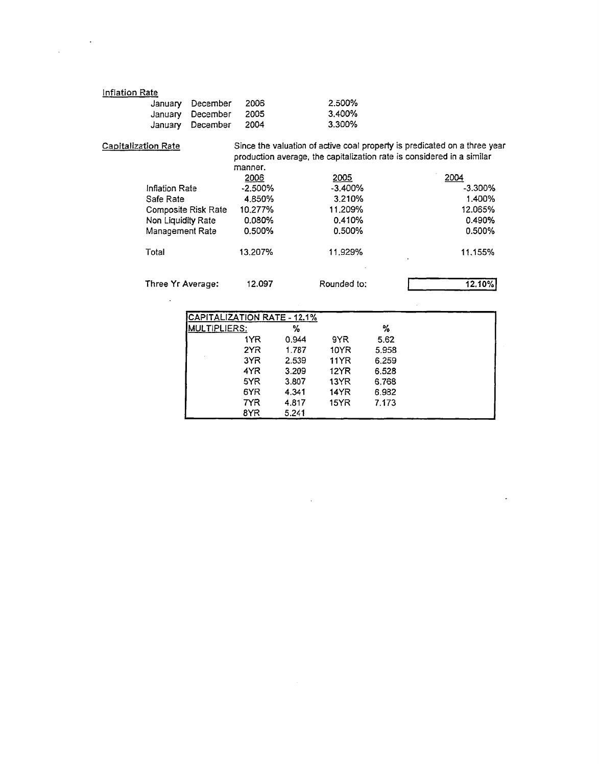Inflation Rate

| | | | |
|---|---|---|---|
| January | December | 2006 | 2.500% |
| January | December | 2005 | 3.400% |
| January | December | 2004 | 3.300% |

Capitalization Rate

Since the valuation of active coal property is predicated on a three year production average, the capitalization rate is considered in a similar manner.

| | 2006 | 2005 | 2004 |
|---|---|---|---|
| Inflation Rate | -2.500% | -3.400% | -3.300% |
| Safe Rate | 4.850% | 3.210% | 1.400% |
| Composite Risk Rate | 10.277% | 11.209% | 12.065% |
| Non Liquidity Rate | 0.080% | 0.410% | 0.490% |
| Management Rate | 0.500% | 0.500% | 0.500% |
| Total | 13.207% | 11.929% | 11.155% |

Three Yr Average: 12.097 Rounded to: **12.10%**

| CAPITALIZATION RATE - 12.1% | | | |
|---|---|---|---|
| MULTIPLIERS: | % | | % |
| 1YR | 0.944 | 9YR | 5.62 |
| 2YR | 1.787 | 10YR | 5.958 |
| 3YR | 2.539 | 11YR | 6.259 |
| 4YR | 3.209 | 12YR | 6.528 |
| 5YR | 3.807 | 13YR | 6.768 |
| 6YR | 4.341 | 14YR | 6.982 |
| 7YR | 4.817 | 15YR | 7.173 |
| 8YR | 5.241 | | |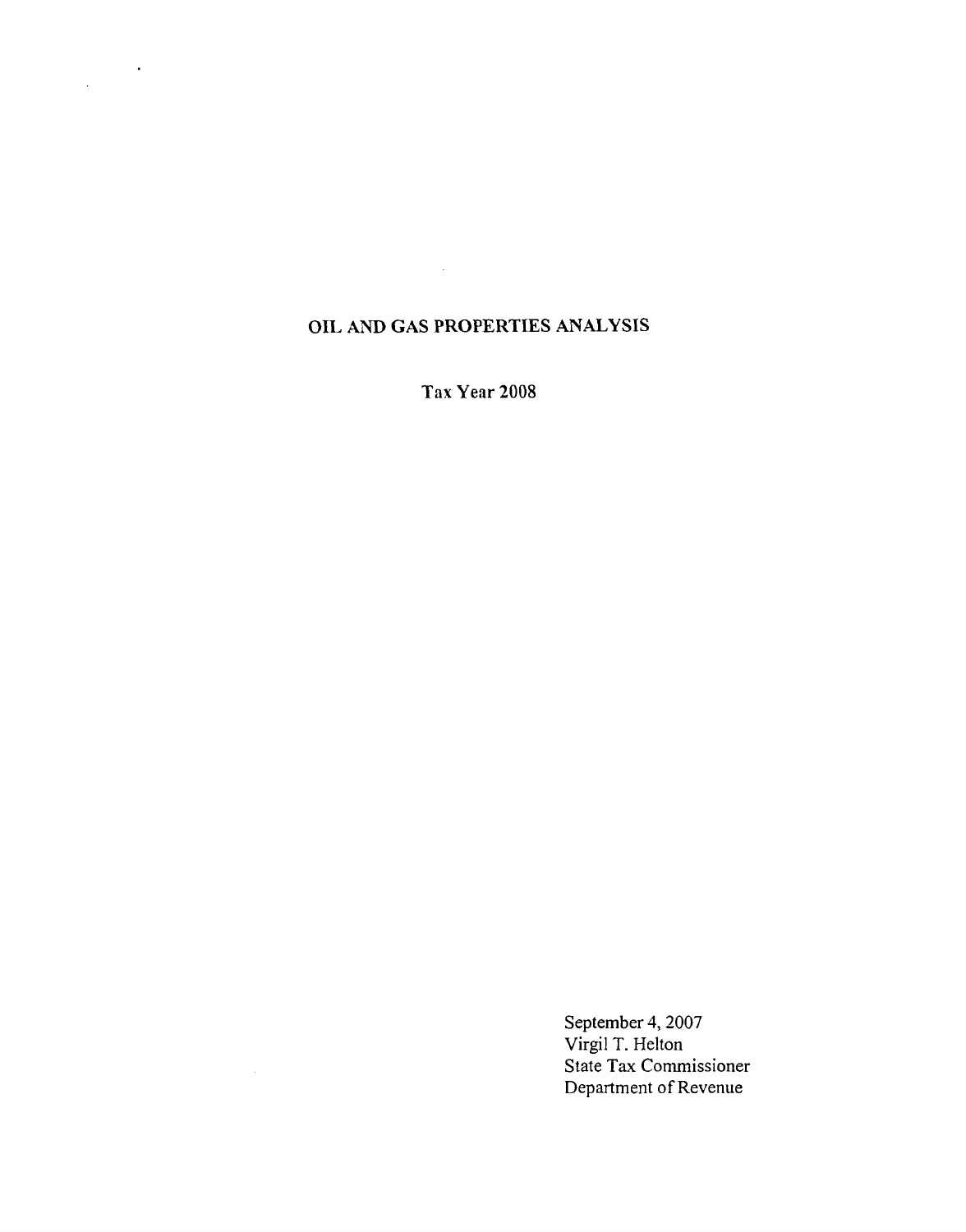# OIL AND GAS PROPERTIES ANALYSIS

Tax Year 2008

September 4, 2007
Virgil T. Helton
State Tax Commissioner
Department of Revenue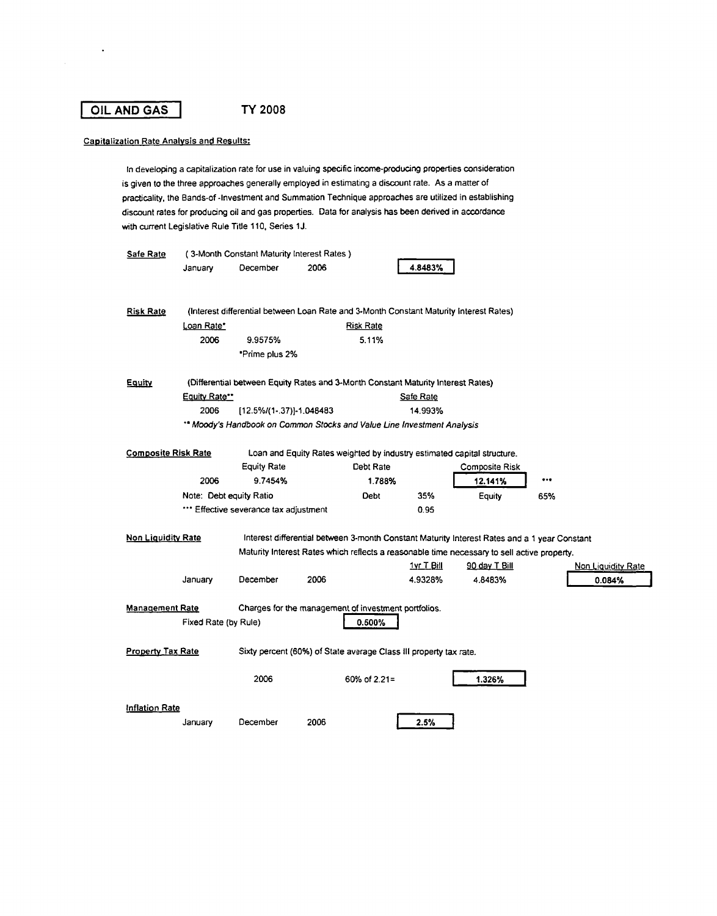# OIL AND GAS

**TY 2008**

**Capitalization Rate Analysis and Results:**

In developing a capitalization rate for use in valuing specific income-producing properties consideration is given to the three approaches generally employed in estimating a discount rate. As a matter of practicality, the Bands-of -Investment and Summation Technique approaches are utilized in establishing discount rates for producing oil and gas properties. Data for analysis has been derived in accordance with current Legislative Rule Title 110, Series 1J.

**Safe Rate** (3-Month Constant Maturity Interest Rates)

| | | | |
|---|---|---|---|
| January | December | 2006 | **4.8483%** |

**Risk Rate** (Interest differential between Loan Rate and 3-Month Constant Maturity Interest Rates)

| Loan Rate* | | Risk Rate |
|---|---|---|
| 2006 | 9.9575% | 5.11% |

*Prime plus 2%

**Equity** (Differential between Equity Rates and 3-Month Constant Maturity Interest Rates)

| Equity Rate** | | Safe Rate |
|---|---|---|
| 2006 | [12.5%/(1-.37)]-1.048483 | 14.993% |

*\*\* Moody's Handbook on Common Stocks and Value Line Investment Analysis*

**Composite Risk Rate** Loan and Equity Rates weighted by industry estimated capital structure.

| | Equity Rate | Debt Rate | | Composite Risk | |
|---|---|---|---|---|---|
| 2006 | 9.7454% | 1.788% | | **12.141%** | *** |
| Note: Debt equity Ratio | | Debt | 35% | Equity | 65% |
| *** Effective severance tax adjustment | | | 0.95 | | |

**Non Liquidity Rate** Interest differential between 3-month Constant Maturity Interest Rates and a 1 year Constant Maturity Interest Rates which reflects a reasonable time necessary to sell active property.

| | | | 1yr T Bill | 90 day T Bill | Non Liquidity Rate |
|---|---|---|---|---|---|
| January | December | 2006 | 4.9328% | 4.8483% | **0.084%** |

**Management Rate** Charges for the management of investment portfolios.

Fixed Rate (by Rule) **0.500%**

**Property Tax Rate** Sixty percent (60%) of State average Class III property tax rate.

| | | |
|---|---|---|
| 2006 | 60% of 2.21= | **1.326%** |

**Inflation Rate**

| | | | |
|---|---|---|---|
| January | December | 2006 | **2.5%** |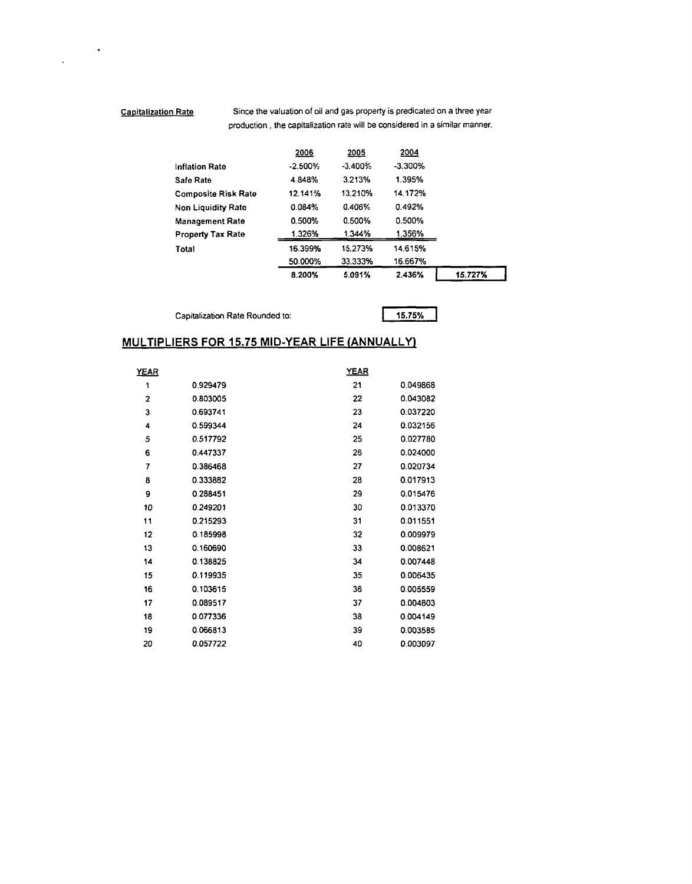**Capitalization Rate** Since the valuation of oil and gas property is predicated on a three year production , the capitalization rate will be considered in a similar manner.

| | 2006 | 2005 | 2004 | |
|---|---|---|---|---|
| Inflation Rate | -2.500% | -3.400% | -3.300% | |
| Safe Rate | 4.848% | 3.213% | 1.395% | |
| Composite Risk Rate | 12.141% | 13.210% | 14.172% | |
| Non Liquidity Rate | 0.084% | 0.406% | 0.492% | |
| Management Rate | 0.500% | 0.500% | 0.500% | |
| Property Tax Rate | 1.326% | 1.344% | 1.356% | |
| Total | 16.399% | 15.273% | 14.615% | |
| | 50.000% | 33.333% | 16.667% | |
| | 8.200% | 5.091% | 2.436% | 15.727% |

Capitalization Rate Rounded to: **15.75%**

## MULTIPLIERS FOR 15.75 MID-YEAR LIFE (ANNUALLY)

| YEAR | | YEAR | |
|---|---|---|---|
| 1 | 0.929479 | 21 | 0.049868 |
| 2 | 0.803005 | 22 | 0.043082 |
| 3 | 0.693741 | 23 | 0.037220 |
| 4 | 0.599344 | 24 | 0.032156 |
| 5 | 0.517792 | 25 | 0.027780 |
| 6 | 0.447337 | 26 | 0.024000 |
| 7 | 0.386468 | 27 | 0.020734 |
| 8 | 0.333882 | 28 | 0.017913 |
| 9 | 0.288451 | 29 | 0.015476 |
| 10 | 0.249201 | 30 | 0.013370 |
| 11 | 0.215293 | 31 | 0.011551 |
| 12 | 0.185998 | 32 | 0.009979 |
| 13 | 0.160690 | 33 | 0.008621 |
| 14 | 0.138825 | 34 | 0.007448 |
| 15 | 0.119935 | 35 | 0.006435 |
| 16 | 0.103615 | 36 | 0.005559 |
| 17 | 0.089517 | 37 | 0.004803 |
| 18 | 0.077336 | 38 | 0.004149 |
| 19 | 0.066813 | 39 | 0.003585 |
| 20 | 0.057722 | 40 | 0.003097 |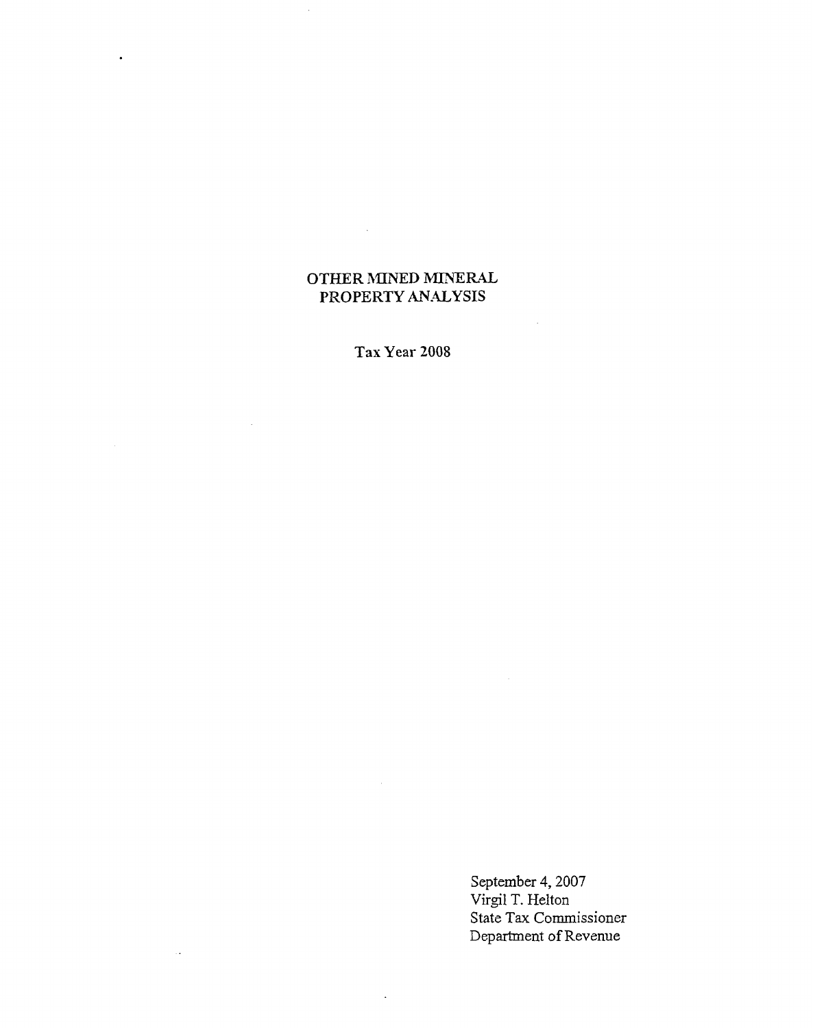# OTHER MINED MINERAL PROPERTY ANALYSIS

Tax Year 2008

September 4, 2007
Virgil T. Helton
State Tax Commissioner
Department of Revenue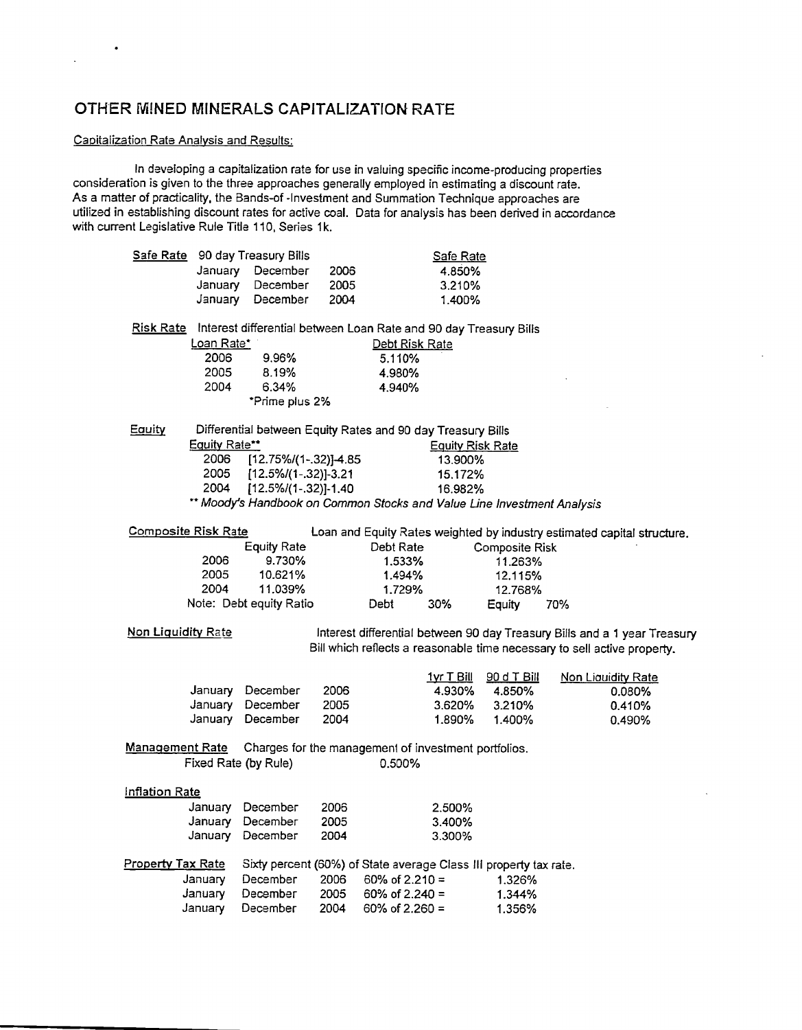## OTHER MINED MINERALS CAPITALIZATION RATE

Capitalization Rate Analysis and Results:

In developing a capitalization rate for use in valuing specific income-producing properties consideration is given to the three approaches generally employed in estimating a discount rate. As a matter of practicality, the Bands-of -Investment and Summation Technique approaches are utilized in establishing discount rates for active coal. Data for analysis has been derived in accordance with current Legislative Rule Title 110, Series 1k.

**Safe Rate** 90 day Treasury Bills

| | | | Safe Rate |
|---|---|---|---|
| January | December | 2006 | 4.850% |
| January | December | 2005 | 3.210% |
| January | December | 2004 | 1.400% |

**Risk Rate** Interest differential between Loan Rate and 90 day Treasury Bills

| Loan Rate* | | Debt Risk Rate |
|---|---|---|
| 2006 | 9.96% | 5.110% |
| 2005 | 8.19% | 4.980% |
| 2004 | 6.34% | 4.940% |

*Prime plus 2%

**Equity** Differential between Equity Rates and 90 day Treasury Bills

| Equity Rate** | | Equity Risk Rate |
|---|---|---|
| 2006 | [12.75%/(1-.32)]-4.85 | 13.900% |
| 2005 | [12.5%/(1-.32)]-3.21 | 15.172% |
| 2004 | [12.5%/(1-.32)]-1.40 | 16.982% |

*\*\* Moody's Handbook on Common Stocks and Value Line Investment Analysis*

**Composite Risk Rate** Loan and Equity Rates weighted by industry estimated capital structure.

| | Equity Rate | Debt Rate | Composite Risk |
|---|---|---|---|
| 2006 | 9.730% | 1.533% | 11.263% |
| 2005 | 10.621% | 1.494% | 12.115% |
| 2004 | 11.039% | 1.729% | 12.768% |

Note: Debt equity Ratio Debt 30% Equity 70%

**Non Liquidity Rate** Interest differential between 90 day Treasury Bills and a 1 year Treasury Bill which reflects a reasonable time necessary to sell active property.

| | | | 1yr T Bill | 90 d T Bill | Non Liquidity Rate |
|---|---|---|---|---|---|
| January | December | 2006 | 4.930% | 4.850% | 0.080% |
| January | December | 2005 | 3.620% | 3.210% | 0.410% |
| January | December | 2004 | 1.890% | 1.400% | 0.490% |

**Management Rate** Charges for the management of investment portfolios.

Fixed Rate (by Rule) 0.500%

**Inflation Rate**

| | | | |
|---|---|---|---|
| January | December | 2006 | 2.500% |
| January | December | 2005 | 3.400% |
| January | December | 2004 | 3.300% |

**Property Tax Rate** Sixty percent (60%) of State average Class III property tax rate.

| | | | | |
|---|---|---|---|---|
| January | December | 2006 | 60% of 2.210 = | 1.326% |
| January | December | 2005 | 60% of 2.240 = | 1.344% |
| January | December | 2004 | 60% of 2.260 = | 1.356% |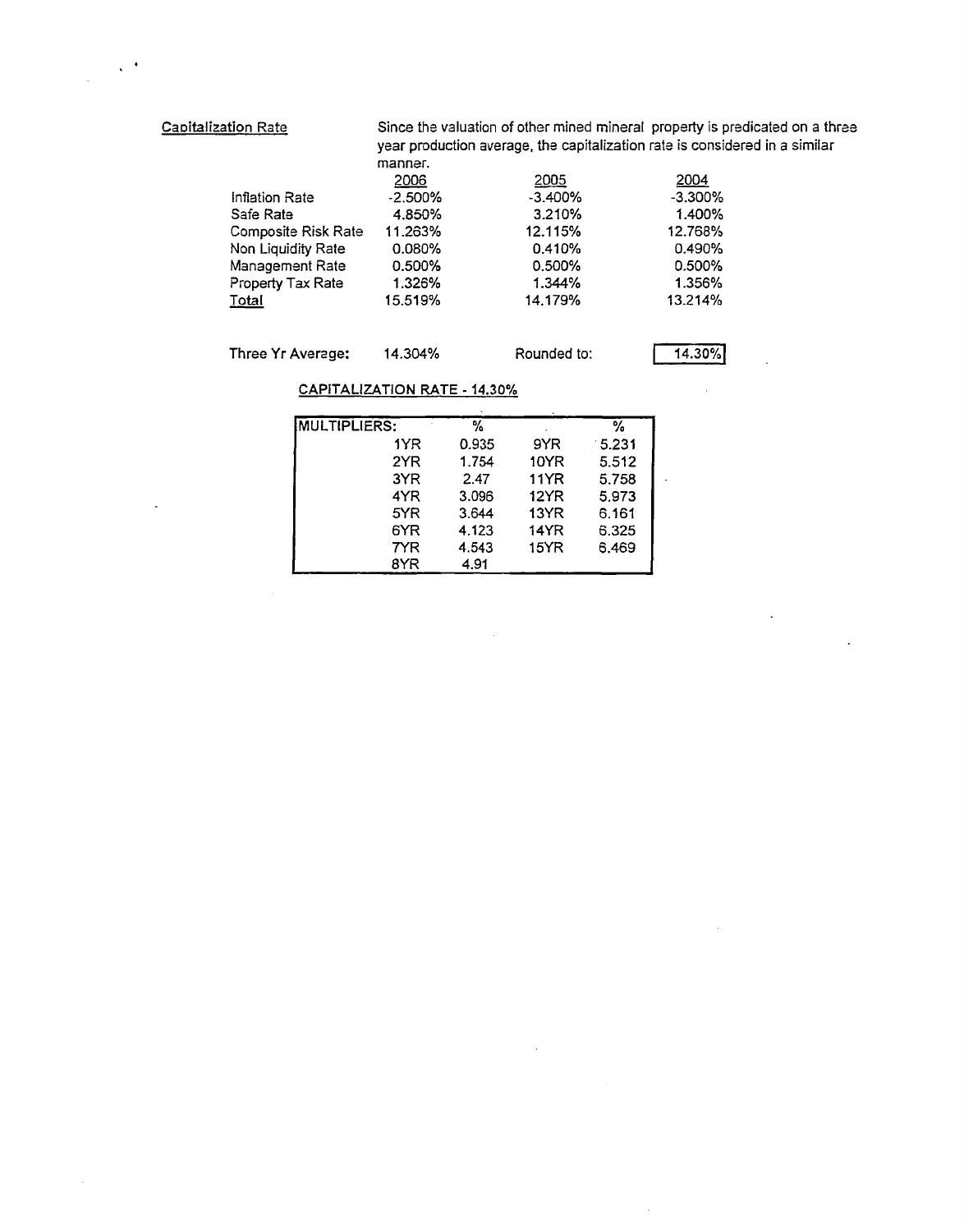**Capitalization Rate**

Since the valuation of other mined mineral property is predicated on a three year production average, the capitalization rate is considered in a similar manner.

| | 2006 | 2005 | 2004 |
|---|---|---|---|
| Inflation Rate | -2.500% | -3.400% | -3.300% |
| Safe Rate | 4.850% | 3.210% | 1.400% |
| Composite Risk Rate | 11.263% | 12.115% | 12.768% |
| Non Liquidity Rate | 0.080% | 0.410% | 0.490% |
| Management Rate | 0.500% | 0.500% | 0.500% |
| Property Tax Rate | 1.326% | 1.344% | 1.356% |
| Total | 15.519% | 14.179% | 13.214% |

Three Yr Average: 14.304% Rounded to: 14.30%

CAPITALIZATION RATE - 14.30%

| MULTIPLIERS: | % | | % |
|---|---|---|---|
| 1YR | 0.935 | 9YR | 5.231 |
| 2YR | 1.754 | 10YR | 5.512 |
| 3YR | 2.47 | 11YR | 5.758 |
| 4YR | 3.096 | 12YR | 5.973 |
| 5YR | 3.644 | 13YR | 6.161 |
| 6YR | 4.123 | 14YR | 6.325 |
| 7YR | 4.543 | 15YR | 6.469 |
| 8YR | 4.91 | | |